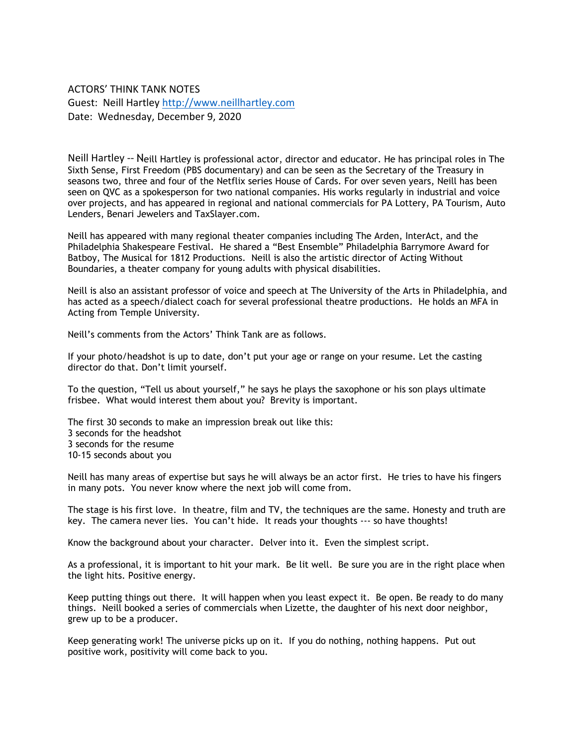ACTORS' THINK TANK NOTES
Guest: Neill Hartley http://www.neillhartley.com
Date: Wednesday, December 9, 2020

Neill Hartley -- Neill Hartley is professional actor, director and educator. He has principal roles in The Sixth Sense, First Freedom (PBS documentary) and can be seen as the Secretary of the Treasury in seasons two, three and four of the Netflix series House of Cards. For over seven years, Neill has been seen on QVC as a spokesperson for two national companies. His works regularly in industrial and voice over projects, and has appeared in regional and national commercials for PA Lottery, PA Tourism, Auto Lenders, Benari Jewelers and TaxSlayer.com.

Neill has appeared with many regional theater companies including The Arden, InterAct, and the Philadelphia Shakespeare Festival. He shared a "Best Ensemble" Philadelphia Barrymore Award for Batboy, The Musical for 1812 Productions. Neill is also the artistic director of Acting Without Boundaries, a theater company for young adults with physical disabilities.

Neill is also an assistant professor of voice and speech at The University of the Arts in Philadelphia, and has acted as a speech/dialect coach for several professional theatre productions. He holds an MFA in Acting from Temple University.

Neill's comments from the Actors' Think Tank are as follows.

If your photo/headshot is up to date, don't put your age or range on your resume. Let the casting director do that. Don't limit yourself.

To the question, "Tell us about yourself," he says he plays the saxophone or his son plays ultimate frisbee. What would interest them about you? Brevity is important.

The first 30 seconds to make an impression break out like this:
3 seconds for the headshot
3 seconds for the resume
10-15 seconds about you

Neill has many areas of expertise but says he will always be an actor first. He tries to have his fingers in many pots. You never know where the next job will come from.

The stage is his first love. In theatre, film and TV, the techniques are the same. Honesty and truth are key. The camera never lies. You can't hide. It reads your thoughts --- so have thoughts!

Know the background about your character. Delver into it. Even the simplest script.

As a professional, it is important to hit your mark. Be lit well. Be sure you are in the right place when the light hits. Positive energy.

Keep putting things out there. It will happen when you least expect it. Be open. Be ready to do many things. Neill booked a series of commercials when Lizette, the daughter of his next door neighbor, grew up to be a producer.

Keep generating work! The universe picks up on it. If you do nothing, nothing happens. Put out positive work, positivity will come back to you.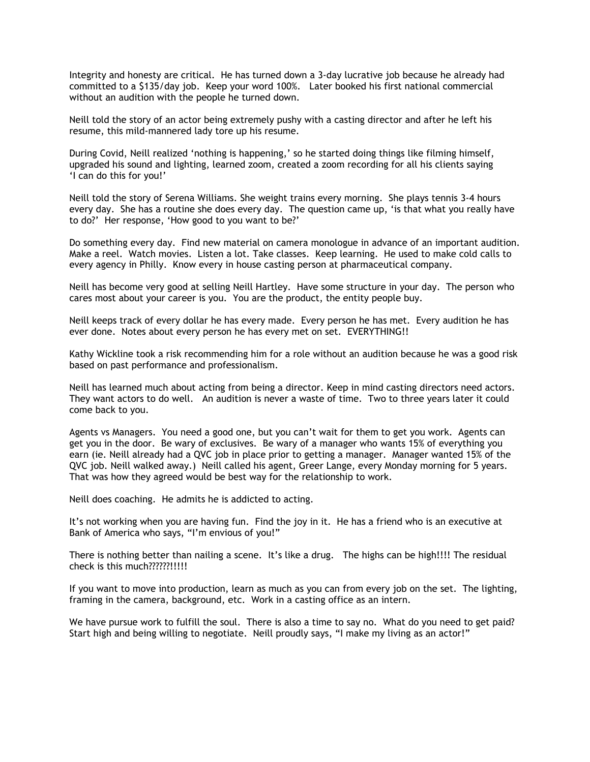Integrity and honesty are critical. He has turned down a 3-day lucrative job because he already had committed to a $135/day job. Keep your word 100%. Later booked his first national commercial without an audition with the people he turned down.

Neill told the story of an actor being extremely pushy with a casting director and after he left his resume, this mild-mannered lady tore up his resume.

During Covid, Neill realized 'nothing is happening,' so he started doing things like filming himself, upgraded his sound and lighting, learned zoom, created a zoom recording for all his clients saying 'I can do this for you!'

Neill told the story of Serena Williams. She weight trains every morning. She plays tennis 3-4 hours every day. She has a routine she does every day. The question came up, 'is that what you really have to do?' Her response, 'How good to you want to be?'

Do something every day. Find new material on camera monologue in advance of an important audition. Make a reel. Watch movies. Listen a lot. Take classes. Keep learning. He used to make cold calls to every agency in Philly. Know every in house casting person at pharmaceutical company.

Neill has become very good at selling Neill Hartley. Have some structure in your day. The person who cares most about your career is you. You are the product, the entity people buy.

Neill keeps track of every dollar he has every made. Every person he has met. Every audition he has ever done. Notes about every person he has every met on set. EVERYTHING!!

Kathy Wickline took a risk recommending him for a role without an audition because he was a good risk based on past performance and professionalism.

Neill has learned much about acting from being a director. Keep in mind casting directors need actors. They want actors to do well. An audition is never a waste of time. Two to three years later it could come back to you.

Agents vs Managers. You need a good one, but you can't wait for them to get you work. Agents can get you in the door. Be wary of exclusives. Be wary of a manager who wants 15% of everything you earn (ie. Neill already had a QVC job in place prior to getting a manager. Manager wanted 15% of the QVC job. Neill walked away.) Neill called his agent, Greer Lange, every Monday morning for 5 years. That was how they agreed would be best way for the relationship to work.

Neill does coaching. He admits he is addicted to acting.

It's not working when you are having fun. Find the joy in it. He has a friend who is an executive at Bank of America who says, "I'm envious of you!"

There is nothing better than nailing a scene. It's like a drug. The highs can be high!!!! The residual check is this much??????!!!!!

If you want to move into production, learn as much as you can from every job on the set. The lighting, framing in the camera, background, etc. Work in a casting office as an intern.

We have pursue work to fulfill the soul. There is also a time to say no. What do you need to get paid? Start high and being willing to negotiate. Neill proudly says, "I make my living as an actor!"